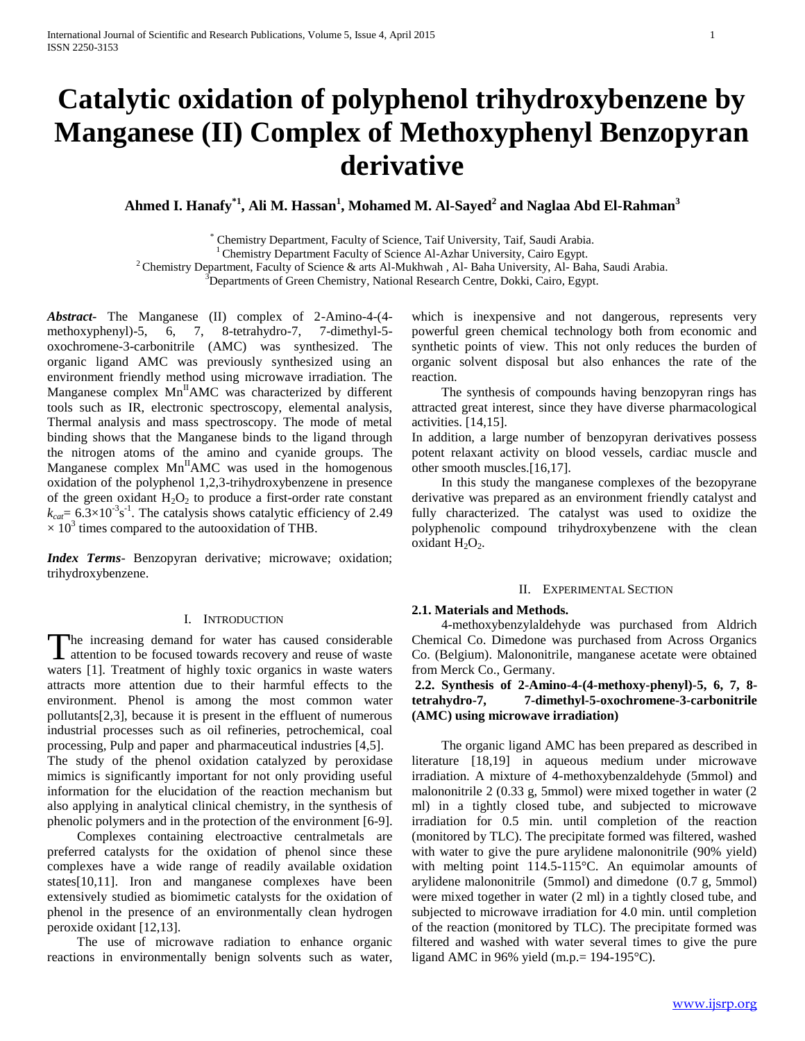# Catalytic oxidation of polyphenol trihydroxybenzene by Manganese (II) Complex of Methoxyphenyl Benzopyran derivative

**Ahmed I. Hanafy[*1], Ali M. Hassan[1], Mohamed M. Al-Sayed[2] and Naglaa Abd El-Rahman[3]**

[*] Chemistry Department, Faculty of Science, Taif University, Taif, Saudi Arabia.
[1] Chemistry Department Faculty of Science Al-Azhar University, Cairo Egypt.
[2] Chemistry Department, Faculty of Science & arts Al-Mukhwah , Al- Baha University, Al- Baha, Saudi Arabia.
[3] Departments of Green Chemistry, National Research Centre, Dokki, Cairo, Egypt.

***Abstract*-** The Manganese (II) complex of 2-Amino-4-(4-methoxyphenyl)-5, 6, 7, 8-tetrahydro-7, 7-dimethyl-5-oxochromene-3-carbonitrile (AMC) was synthesized. The organic ligand AMC was previously synthesized using an environment friendly method using microwave irradiation. The Manganese complex $Mn^{II}$AMC was characterized by different tools such as IR, electronic spectroscopy, elemental analysis, Thermal analysis and mass spectroscopy. The mode of metal binding shows that the Manganese binds to the ligand through the nitrogen atoms of the amino and cyanide groups. The Manganese complex $Mn^{II}$AMC was used in the homogenous oxidation of the polyphenol 1,2,3-trihydroxybenzene in presence of the green oxidant $H_2O_2$ to produce a first-order rate constant $k_{cat}$= $6.3\times10^{-3}s^{-1}$. The catalysis shows catalytic efficiency of 2.49 $\times 10^3$ times compared to the autooxidation of THB.

***Index Terms*-** Benzopyran derivative; microwave; oxidation; trihydroxybenzene.

## I. Introduction

The increasing demand for water has caused considerable attention to be focused towards recovery and reuse of waste waters [1]. Treatment of highly toxic organics in waste waters attracts more attention due to their harmful effects to the environment. Phenol is among the most common water pollutants[2,3], because it is present in the effluent of numerous industrial processes such as oil refineries, petrochemical, coal processing, Pulp and paper and pharmaceutical industries [4,5]. The study of the phenol oxidation catalyzed by peroxidase mimics is significantly important for not only providing useful information for the elucidation of the reaction mechanism but also applying in analytical clinical chemistry, in the synthesis of phenolic polymers and in the protection of the environment [6-9].

Complexes containing electroactive centralmetals are preferred catalysts for the oxidation of phenol since these complexes have a wide range of readily available oxidation states[10,11]. Iron and manganese complexes have been extensively studied as biomimetic catalysts for the oxidation of phenol in the presence of an environmentally clean hydrogen peroxide oxidant [12,13].

The use of microwave radiation to enhance organic reactions in environmentally benign solvents such as water, which is inexpensive and not dangerous, represents very powerful green chemical technology both from economic and synthetic points of view. This not only reduces the burden of organic solvent disposal but also enhances the rate of the reaction.

The synthesis of compounds having benzopyran rings has attracted great interest, since they have diverse pharmacological activities. [14,15].

In addition, a large number of benzopyran derivatives possess potent relaxant activity on blood vessels, cardiac muscle and other smooth muscles.[16,17].

In this study the manganese complexes of the bezopyrane derivative was prepared as an environment friendly catalyst and fully characterized. The catalyst was used to oxidize the polyphenolic compound trihydroxybenzene with the clean oxidant $H_2O_2$.

## II. Experimental Section

### 2.1. Materials and Methods.

4-methoxybenzylaldehyde was purchased from Aldrich Chemical Co. Dimedone was purchased from Across Organics Co. (Belgium). Malononitrile, manganese acetate were obtained from Merck Co., Germany.

### 2.2. Synthesis of 2-Amino-4-(4-methoxy-phenyl)-5, 6, 7, 8-tetrahydro-7, 7-dimethyl-5-oxochromene-3-carbonitrile (AMC) using microwave irradiation)

The organic ligand AMC has been prepared as described in literature [18,19] in aqueous medium under microwave irradiation. A mixture of 4-methoxybenzaldehyde (5mmol) and malononitrile 2 (0.33 g, 5mmol) were mixed together in water (2 ml) in a tightly closed tube, and subjected to microwave irradiation for 0.5 min. until completion of the reaction (monitored by TLC). The precipitate formed was filtered, washed with water to give the pure arylidene malononitrile (90% yield) with melting point 114.5-115°C. An equimolar amounts of arylidene malononitrile (5mmol) and dimedone (0.7 g, 5mmol) were mixed together in water (2 ml) in a tightly closed tube, and subjected to microwave irradiation for 4.0 min. until completion of the reaction (monitored by TLC). The precipitate formed was filtered and washed with water several times to give the pure ligand AMC in 96% yield (m.p.= 194-195°C).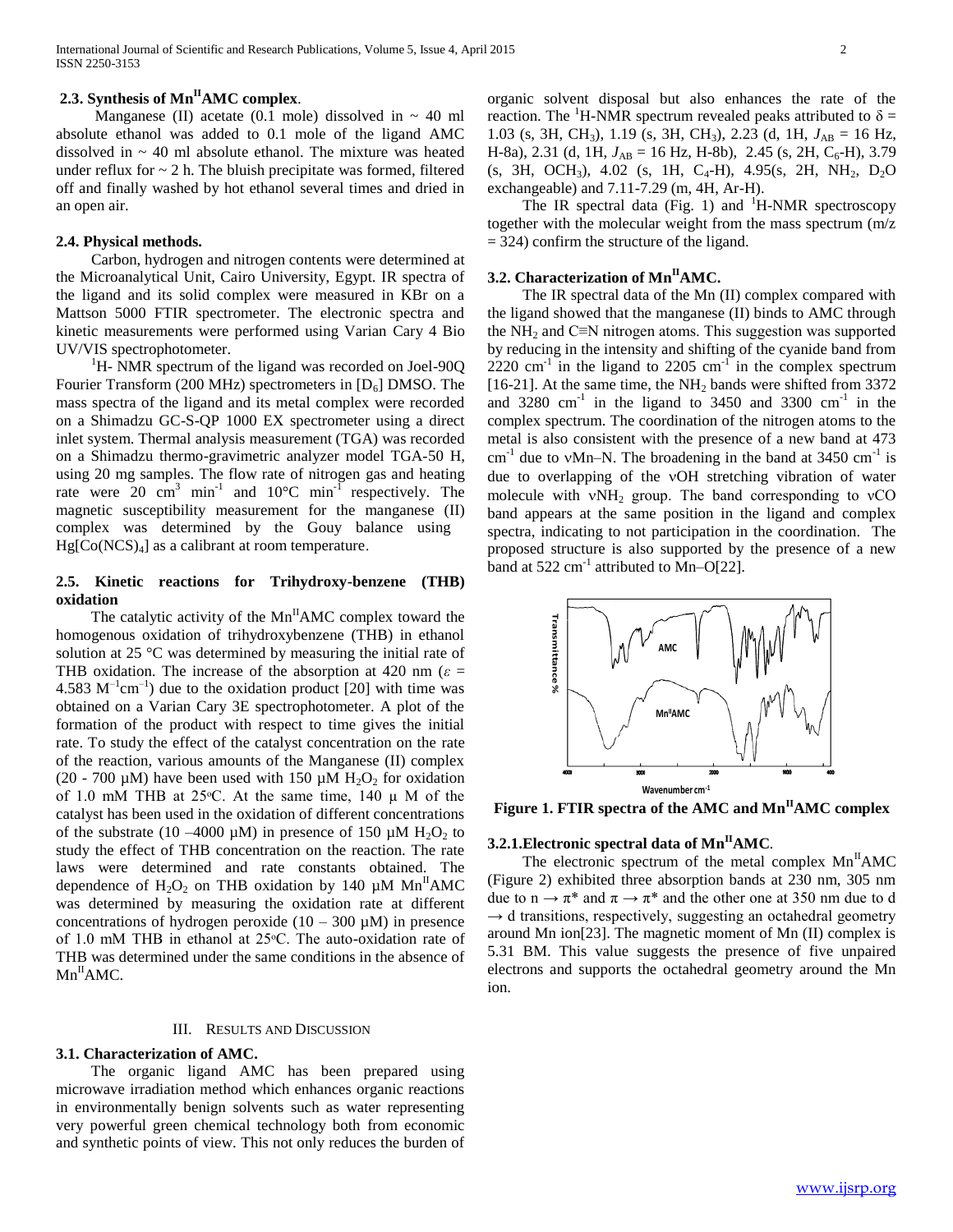### 2.3. Synthesis of $Mn^{II}$AMC complex.

Manganese (II) acetate (0.1 mole) dissolved in ~ 40 ml absolute ethanol was added to 0.1 mole of the ligand AMC dissolved in ~ 40 ml absolute ethanol. The mixture was heated under reflux for ~ 2 h. The bluish precipitate was formed, filtered off and finally washed by hot ethanol several times and dried in an open air.

### 2.4. Physical methods.

Carbon, hydrogen and nitrogen contents were determined at the Microanalytical Unit, Cairo University, Egypt. IR spectra of the ligand and its solid complex were measured in KBr on a Mattson 5000 FTIR spectrometer. The electronic spectra and kinetic measurements were performed using Varian Cary 4 Bio UV/VIS spectrophotometer.

$^1$H- NMR spectrum of the ligand was recorded on Joel-90Q Fourier Transform (200 MHz) spectrometers in [$D_6$] DMSO. The mass spectra of the ligand and its metal complex were recorded on a Shimadzu GC-S-QP 1000 EX spectrometer using a direct inlet system. Thermal analysis measurement (TGA) was recorded on a Shimadzu thermo-gravimetric analyzer model TGA-50 H, using 20 mg samples. The flow rate of nitrogen gas and heating rate were 20 $cm^3$ $min^{-1}$ and 10°C $min^{-1}$ respectively. The magnetic susceptibility measurement for the manganese (II) complex was determined by the Gouy balance using $Hg[Co(NCS)_4]$ as a calibrant at room temperature.

### 2.5. Kinetic reactions for Trihydroxy-benzene (THB) oxidation

The catalytic activity of the $Mn^{II}$AMC complex toward the homogenous oxidation of trihydroxybenzene (THB) in ethanol solution at 25 °C was determined by measuring the initial rate of THB oxidation. The increase of the absorption at 420 nm ($\varepsilon$ = 4.583 $M^{-1}cm^{-1}$) due to the oxidation product [20] with time was obtained on a Varian Cary 3E spectrophotometer. A plot of the formation of the product with respect to time gives the initial rate. To study the effect of the catalyst concentration on the rate of the reaction, various amounts of the Manganese (II) complex (20 - 700 μM) have been used with 150 μM $H_2O_2$ for oxidation of 1.0 mM THB at 25°C. At the same time, 140 μ M of the catalyst has been used in the oxidation of different concentrations of the substrate (10 –4000 μM) in presence of 150 μM $H_2O_2$ to study the effect of THB concentration on the reaction. The rate laws were determined and rate constants obtained. The dependence of $H_2O_2$ on THB oxidation by 140 μM $Mn^{II}$AMC was determined by measuring the oxidation rate at different concentrations of hydrogen peroxide (10 – 300 μM) in presence of 1.0 mM THB in ethanol at 25°C. The auto-oxidation rate of THB was determined under the same conditions in the absence of $Mn^{II}$AMC.

## III. Results and Discussion

### 3.1. Characterization of AMC.

The organic ligand AMC has been prepared using microwave irradiation method which enhances organic reactions in environmentally benign solvents such as water representing very powerful green chemical technology both from economic and synthetic points of view. This not only reduces the burden of organic solvent disposal but also enhances the rate of the reaction. The $^1$H-NMR spectrum revealed peaks attributed to $\delta$ = 1.03 (s, 3H, $CH_3$), 1.19 (s, 3H, $CH_3$), 2.23 (d, 1H, $J_{AB}$ = 16 Hz, H-8a), 2.31 (d, 1H, $J_{AB}$ = 16 Hz, H-8b), 2.45 (s, 2H, $C_6$-H), 3.79 (s, 3H, $OCH_3$), 4.02 (s, 1H, $C_4$-H), 4.95(s, 2H, $NH_2$, $D_2O$ exchangeable) and 7.11-7.29 (m, 4H, Ar-H).

The IR spectral data (Fig. 1) and $^1$H-NMR spectroscopy together with the molecular weight from the mass spectrum (m/z = 324) confirm the structure of the ligand.

### 3.2. Characterization of $Mn^{II}$AMC.

The IR spectral data of the Mn (II) complex compared with the ligand showed that the manganese (II) binds to AMC through the $NH_2$ and C≡N nitrogen atoms. This suggestion was supported by reducing in the intensity and shifting of the cyanide band from 2220 $cm^{-1}$ in the ligand to 2205 $cm^{-1}$ in the complex spectrum [16-21]. At the same time, the $NH_2$ bands were shifted from 3372 and 3280 $cm^{-1}$ in the ligand to 3450 and 3300 $cm^{-1}$ in the complex spectrum. The coordination of the nitrogen atoms to the metal is also consistent with the presence of a new band at 473 $cm^{-1}$ due to νMn–N. The broadening in the band at 3450 $cm^{-1}$ is due to overlapping of the νOH stretching vibration of water molecule with $\nu NH_2$ group. The band corresponding to νCO band appears at the same position in the ligand and complex spectra, indicating to not participation in the coordination. The proposed structure is also supported by the presence of a new band at 522 $cm^{-1}$ attributed to Mn–O[22].

**Figure 1. FTIR spectra of the AMC and $Mn^{II}$AMC complex**

#### 3.2.1. Electronic spectral data of $Mn^{II}$AMC.

The electronic spectrum of the metal complex $Mn^{II}$AMC (Figure 2) exhibited three absorption bands at 230 nm, 305 nm due to n → π* and π → π* and the other one at 350 nm due to d → d transitions, respectively, suggesting an octahedral geometry around Mn ion[23]. The magnetic moment of Mn (II) complex is 5.31 BM. This value suggests the presence of five unpaired electrons and supports the octahedral geometry around the Mn ion.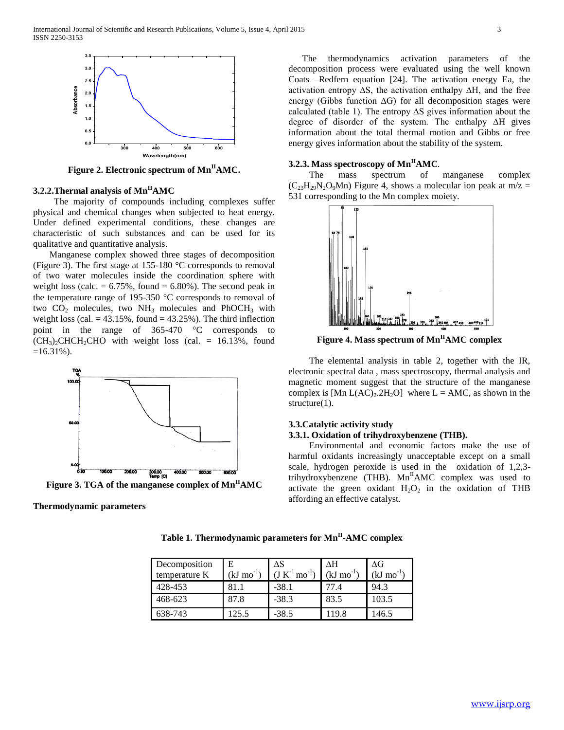Figure 2. Electronic spectrum of $Mn^{II}AMC$.

### 3.2.2. Thermal analysis of $Mn^{II}AMC$

The majority of compounds including complexes suffer physical and chemical changes when subjected to heat energy. Under defined experimental conditions, these changes are characteristic of such substances and can be used for its qualitative and quantitative analysis.

Manganese complex showed three stages of decomposition (Figure 3). The first stage at 155-180 °C corresponds to removal of two water molecules inside the coordination sphere with weight loss (calc. = 6.75%, found = 6.80%). The second peak in the temperature range of 195-350 °C corresponds to removal of two $CO_2$ molecules, two $NH_3$ molecules and $PhOCH_3$ with weight loss (cal. = 43.15%, found = 43.25%). The third inflection point in the range of 365-470 °C corresponds to $(CH_3)_2CHCH_2CHO$ with weight loss (cal. = 16.13%, found =16.31%).

Figure 3. TGA of the manganese complex of $Mn^{II}AMC$

**Thermodynamic parameters**

The thermodynamics activation parameters of the decomposition process were evaluated using the well known Coats –Redfern equation [24]. The activation energy Ea, the activation entropy ΔS, the activation enthalpy ΔH, and the free energy (Gibbs function ΔG) for all decomposition stages were calculated (table 1). The entropy ΔS gives information about the degree of disorder of the system. The enthalpy ΔH gives information about the total thermal motion and Gibbs or free energy gives information about the stability of the system.

### 3.2.3. Mass spectroscopy of $Mn^{II}AMC$.

The mass spectrum of manganese complex ($C_{23}H_{29}N_2O_9Mn$) Figure 4, shows a molecular ion peak at m/z = 531 corresponding to the Mn complex moiety.

Figure 4. Mass spectrum of $Mn^{II}AMC$ complex

The elemental analysis in table 2, together with the IR, electronic spectral data , mass spectroscopy, thermal analysis and magnetic moment suggest that the structure of the manganese complex is [Mn L(AC)$_2$.2H$_2$O] where L = AMC, as shown in the structure(1).

## 3.3. Catalytic activity study

### 3.3.1. Oxidation of trihydroxybenzene (THB).

Environmental and economic factors make the use of harmful oxidants increasingly unacceptable except on a small scale, hydrogen peroxide is used in the oxidation of 1,2,3-trihydroxybenzene (THB). $Mn^{II}AMC$ complex was used to activate the green oxidant $H_2O_2$ in the oxidation of THB affording an effective catalyst.

**Table 1. Thermodynamic parameters for $Mn^{II}$-AMC complex**

| Decomposition temperature K | E (kJ mo$^{-1}$) | ΔS (J K$^{-1}$ mo$^{-1}$) | ΔH (kJ mo$^{-1}$) | ΔG (kJ mo$^{-1}$) |
|---|---|---|---|---|
| 428-453 | 81.1 | -38.1 | 77.4 | 94.3 |
| 468-623 | 87.8 | -38.3 | 83.5 | 103.5 |
| 638-743 | 125.5 | -38.5 | 119.8 | 146.5 |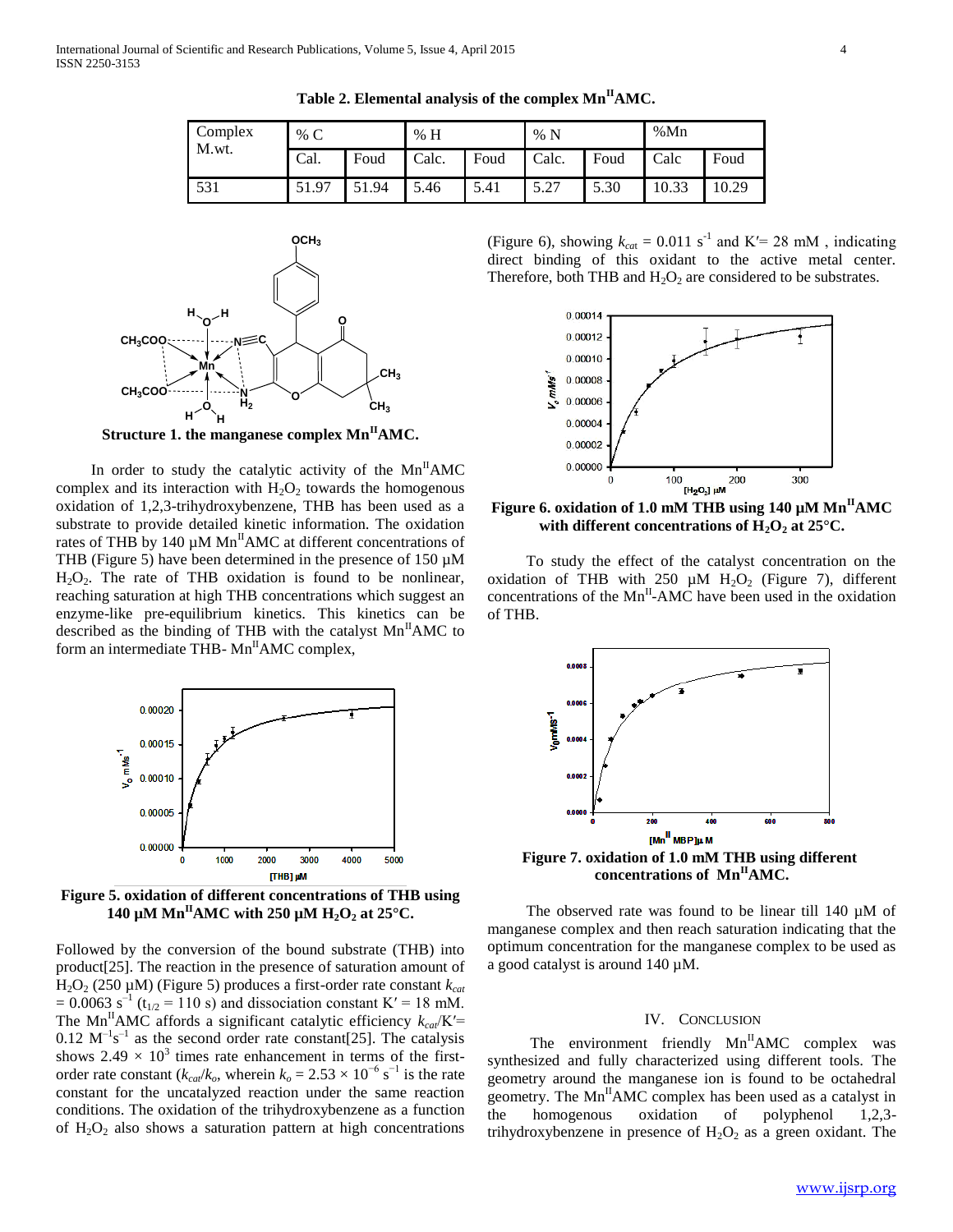**Table 2. Elemental analysis of the complex $Mn^{II}$AMC.**

| Complex M.wt. | % C | | % H | | % N | | %Mn | |
|---|---|---|---|---|---|---|---|---|
| | Cal. | Foud | Calc. | Foud | Calc. | Foud | Calc | Foud |
| 531 | 51.97 | 51.94 | 5.46 | 5.41 | 5.27 | 5.30 | 10.33 | 10.29 |

**Structure 1. the manganese complex $Mn^{II}$AMC.**

In order to study the catalytic activity of the $Mn^{II}$AMC complex and its interaction with $H_2O_2$ towards the homogenous oxidation of 1,2,3-trihydroxybenzene, THB has been used as a substrate to provide detailed kinetic information. The oxidation rates of THB by 140 µM $Mn^{II}$AMC at different concentrations of THB (Figure 5) have been determined in the presence of 150 µM $H_2O_2$. The rate of THB oxidation is found to be nonlinear, reaching saturation at high THB concentrations which suggest an enzyme-like pre-equilibrium kinetics. This kinetics can be described as the binding of THB with the catalyst $Mn^{II}$AMC to form an intermediate THB- $Mn^{II}$AMC complex,

**Figure 5. oxidation of different concentrations of THB using 140 µM $Mn^{II}$AMC with 250 µM $H_2O_2$ at 25°C.**

Followed by the conversion of the bound substrate (THB) into product[25]. The reaction in the presence of saturation amount of $H_2O_2$ (250 µM) (Figure 5) produces a first-order rate constant $k_{cat}$ = 0.0063 $s^{-1}$ ($t_{1/2}$ = 110 s) and dissociation constant K′ = 18 mM. The $Mn^{II}$AMC affords a significant catalytic efficiency $k_{cat}$/K′= 0.12 $M^{-1}s^{-1}$ as the second order rate constant[25]. The catalysis shows 2.49 × $10^3$ times rate enhancement in terms of the first-order rate constant ($k_{cat}/k_o$, wherein $k_o$ = 2.53 × $10^{-6}$ $s^{-1}$ is the rate constant for the uncatalyzed reaction under the same reaction conditions. The oxidation of the trihydroxybenzene as a function of $H_2O_2$ also shows a saturation pattern at high concentrations (Figure 6), showing $k_{cat}$ = 0.011 $s^{-1}$ and K′= 28 mM , indicating direct binding of this oxidant to the active metal center. Therefore, both THB and $H_2O_2$ are considered to be substrates.

**Figure 6. oxidation of 1.0 mM THB using 140 µM $Mn^{II}$AMC with different concentrations of $H_2O_2$ at 25°C.**

To study the effect of the catalyst concentration on the oxidation of THB using 250 µM $H_2O_2$ (Figure 7), different concentrations of the $Mn^{II}$-AMC have been used in the oxidation of THB.

**Figure 7. oxidation of 1.0 mM THB using different concentrations of $Mn^{II}$AMC.**

The observed rate was found to be linear till 140 µM of manganese complex and then reach saturation indicating that the optimum concentration for the manganese complex to be used as a good catalyst is around 140 µM.

## IV. Conclusion

The environment friendly $Mn^{II}$AMC complex was synthesized and fully characterized using different tools. The geometry around the manganese ion is found to be octahedral geometry. The $Mn^{II}$AMC complex has been used as a catalyst in the homogenous oxidation of polyphenol 1,2,3-trihydroxybenzene in presence of $H_2O_2$ as a green oxidant. The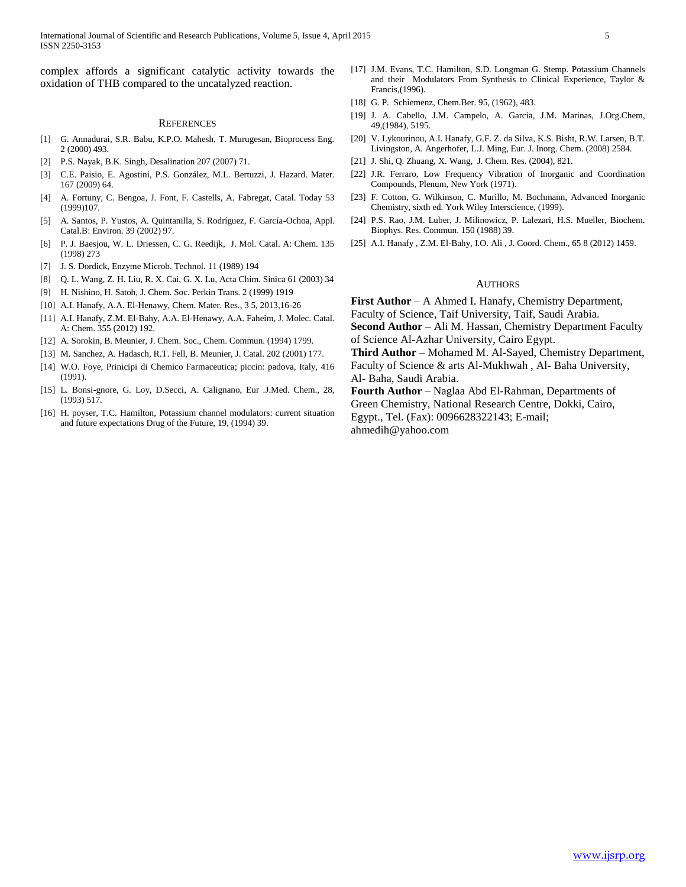complex affords a significant catalytic activity towards the oxidation of THB compared to the uncatalyzed reaction.

## REFERENCES

[1] G. Annadurai, S.R. Babu, K.P.O. Mahesh, T. Murugesan, Bioprocess Eng. 2 (2000) 493.

[2] P.S. Nayak, B.K. Singh, Desalination 207 (2007) 71.

[3] C.E. Paisio, E. Agostini, P.S. González, M.L. Bertuzzi, J. Hazard. Mater. 167 (2009) 64.

[4] A. Fortuny, C. Bengoa, J. Font, F. Castells, A. Fabregat, Catal. Today 53 (1999)107.

[5] A. Santos, P. Yustos, A. Quintanilla, S. Rodríguez, F. García-Ochoa, Appl. Catal.B: Environ. 39 (2002) 97.

[6] P. J. Baesjou, W. L. Driessen, C. G. Reedijk, J. Mol. Catal. A: Chem. 135 (1998) 273

[7] J. S. Dordick, Enzyme Microb. Technol. 11 (1989) 194

[8] Q. L. Wang, Z. H. Liu, R. X. Cai, G. X. Lu, Acta Chim. Sinica 61 (2003) 34

[9] H. Nishino, H. Satoh, J. Chem. Soc. Perkin Trans. 2 (1999) 1919

[10] A.I. Hanafy, A.A. El-Henawy, Chem. Mater. Res., 3 5, 2013,16-26

[11] A.I. Hanafy, Z.M. El-Bahy, A.A. El-Henawy, A.A. Faheim, J. Molec. Catal. A: Chem. 355 (2012) 192.

[12] A. Sorokin, B. Meunier, J. Chem. Soc., Chem. Commun. (1994) 1799.

[13] M. Sanchez, A. Hadasch, R.T. Fell, B. Meunier, J. Catal. 202 (2001) 177.

[14] W.O. Foye, Prinicipi di Chemico Farmaceutica; piccin: padova, Italy, 416 (1991).

[15] L. Bonsi-gnore, G. Loy, D.Secci, A. Calignano, Eur .J.Med. Chem., 28, (1993) 517.

[16] H. poyser, T.C. Hamilton, Potassium channel modulators: current situation and future expectations Drug of the Future, 19, (1994) 39.

[17] J.M. Evans, T.C. Hamilton, S.D. Longman G. Stemp. Potassium Channels and their Modulators From Synthesis to Clinical Experience, Taylor & Francis,(1996).

[18] G. P. Schiemenz, Chem.Ber. 95, (1962), 483.

[19] J. A. Cabello, J.M. Campelo, A. Garcia, J.M. Marinas, J.Org.Chem, 49,(1984), 5195.

[20] V. Lykourinou, A.I. Hanafy, G.F. Z. da Silva, K.S. Bisht, R.W. Larsen, B.T. Livingston, A. Angerhofer, L.J. Ming, Eur. J. Inorg. Chem. (2008) 2584.

[21] J. Shi, Q. Zhuang, X. Wang, J. Chem. Res. (2004), 821.

[22] J.R. Ferraro, Low Frequency Vibration of Inorganic and Coordination Compounds, Plenum, New York (1971).

[23] F. Cotton, G. Wilkinson, C. Murillo, M. Bochmann, Advanced Inorganic Chemistry, sixth ed. York Wiley Interscience, (1999).

[24] P.S. Rao, J.M. Luber, J. Milinowicz, P. Lezalari, H.S. Mueller, Biochem. Biophys. Res. Commun. 150 (1988) 39.

[25] A.I. Hanafy , Z.M. El-Bahy, I.O. Ali , J. Coord. Chem., 65 8 (2012) 1459.

## AUTHORS

**First Author** – A Ahmed I. Hanafy, Chemistry Department, Faculty of Science, Taif University, Taif, Saudi Arabia.

**Second Author** – Ali M. Hassan, Chemistry Department Faculty of Science Al-Azhar University, Cairo Egypt.

**Third Author** – Mohamed M. Al-Sayed, Chemistry Department, Faculty of Science & arts Al-Mukhwah , Al- Baha University, Al- Baha, Saudi Arabia.

**Fourth Author** – Naglaa Abd El-Rahman, Departments of Green Chemistry, National Research Centre, Dokki, Cairo, Egypt., Tel. (Fax): 0096628322143; E-mail; ahmedih@yahoo.com